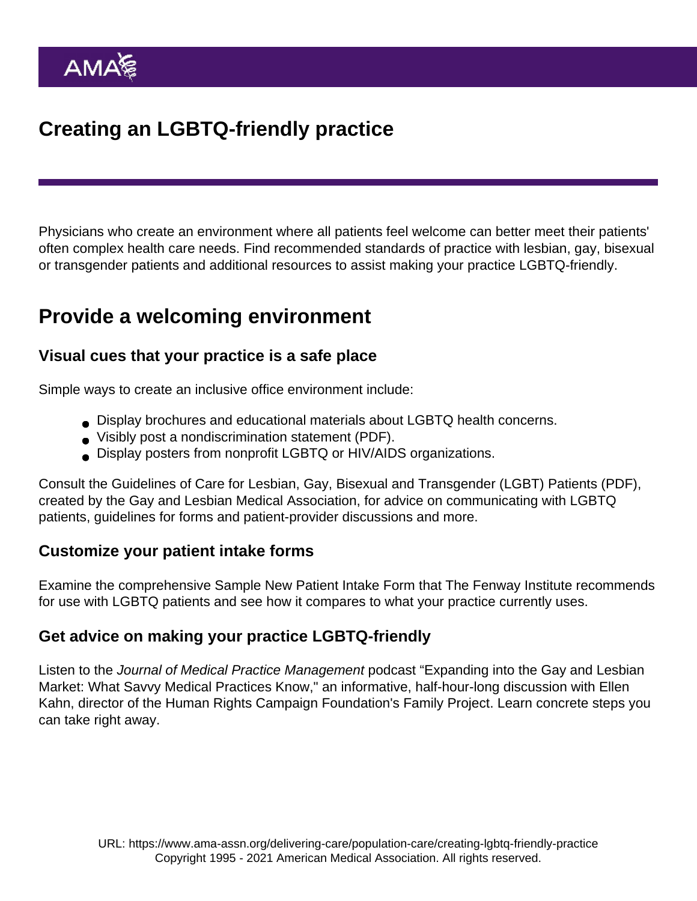# Creating an LGBTQ-friendly practice

Physicians who create an environment where all patients feel welcome can better meet their patients' often complex health care needs. Find recommended standards of practice with lesbian, gay, bisexual or transgender patients and additional resources to assist making your practice LGBTQ-friendly.

## Provide a welcoming environment

### Visual cues that your practice is a safe place

Simple ways to create an inclusive office environment include:

- Display brochures and educational materials about LGBTQ health concerns.
- Visibly post a nondiscrimination statement (PDF).
- Display posters from nonprofit LGBTQ or HIV/AIDS organizations.

Consult the Guidelines of Care for Lesbian, Gay, Bisexual and Transgender (LGBT) Patients (PDF), created by the Gay and Lesbian Medical Association, for advice on communicating with LGBTQ patients, guidelines for forms and patient-provider discussions and more.

### Customize your patient intake forms

Examine the comprehensive Sample New Patient Intake Form that The Fenway Institute recommends for use with LGBTQ patients and see how it compares to what your practice currently uses.

### Get advice on making your practice LGBTQ-friendly

Listen to the *Journal of Medical Practice Management* podcast "Expanding into the Gay and Lesbian Market: What Savvy Medical Practices Know," an informative, half-hour-long discussion with Ellen Kahn, director of the Human Rights Campaign Foundation's Family Project. Learn concrete steps you can take right away.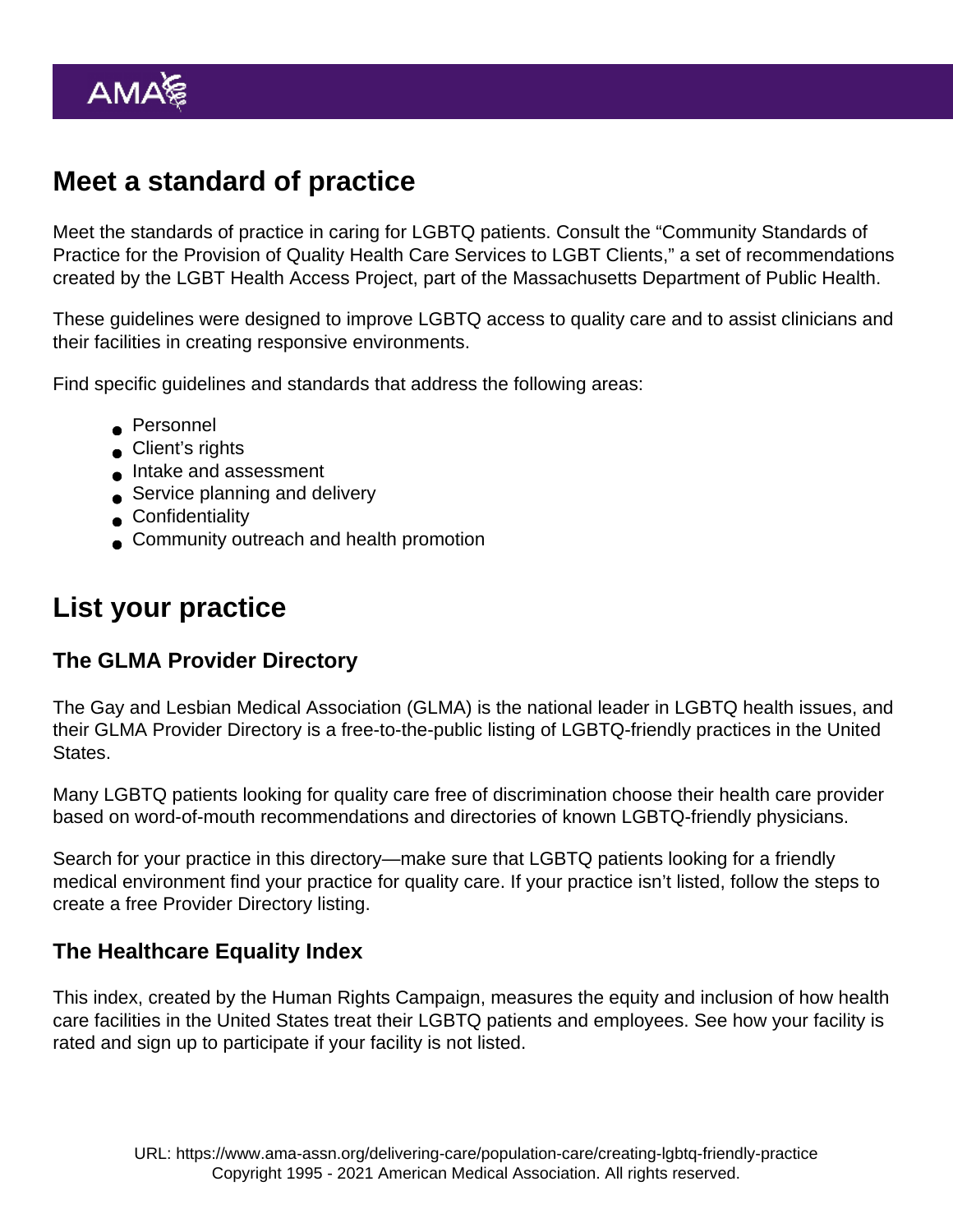## Meet a standard of practice

Meet the standards of practice in caring for LGBTQ patients. Consult the "Community Standards of Practice for the Provision of Quality Health Care Services to LGBT Clients," a set of recommendations created by the LGBT Health Access Project, part of the Massachusetts Department of Public Health.

These guidelines were designed to improve LGBTQ access to quality care and to assist clinicians and their facilities in creating responsive environments.

Find specific guidelines and standards that address the following areas:

- Personnel
- Client's rights
- Intake and assessment
- Service planning and delivery
- Confidentiality
- Community outreach and health promotion

## List your practice

### The GLMA Provider Directory

The Gay and Lesbian Medical Association (GLMA) is the national leader in LGBTQ health issues, and their GLMA Provider Directory is a free-to-the-public listing of LGBTQ-friendly practices in the United States.

Many LGBTQ patients looking for quality care free of discrimination choose their health care provider based on word-of-mouth recommendations and directories of known LGBTQ-friendly physicians.

Search for your practice in this directory—make sure that LGBTQ patients looking for a friendly medical environment find your practice for quality care. If your practice isn't listed, follow the steps to create a free Provider Directory listing.

### The Healthcare Equality Index

This index, created by the Human Rights Campaign, measures the equity and inclusion of how health care facilities in the United States treat their LGBTQ patients and employees. See how your facility is rated and sign up to participate if your facility is not listed.